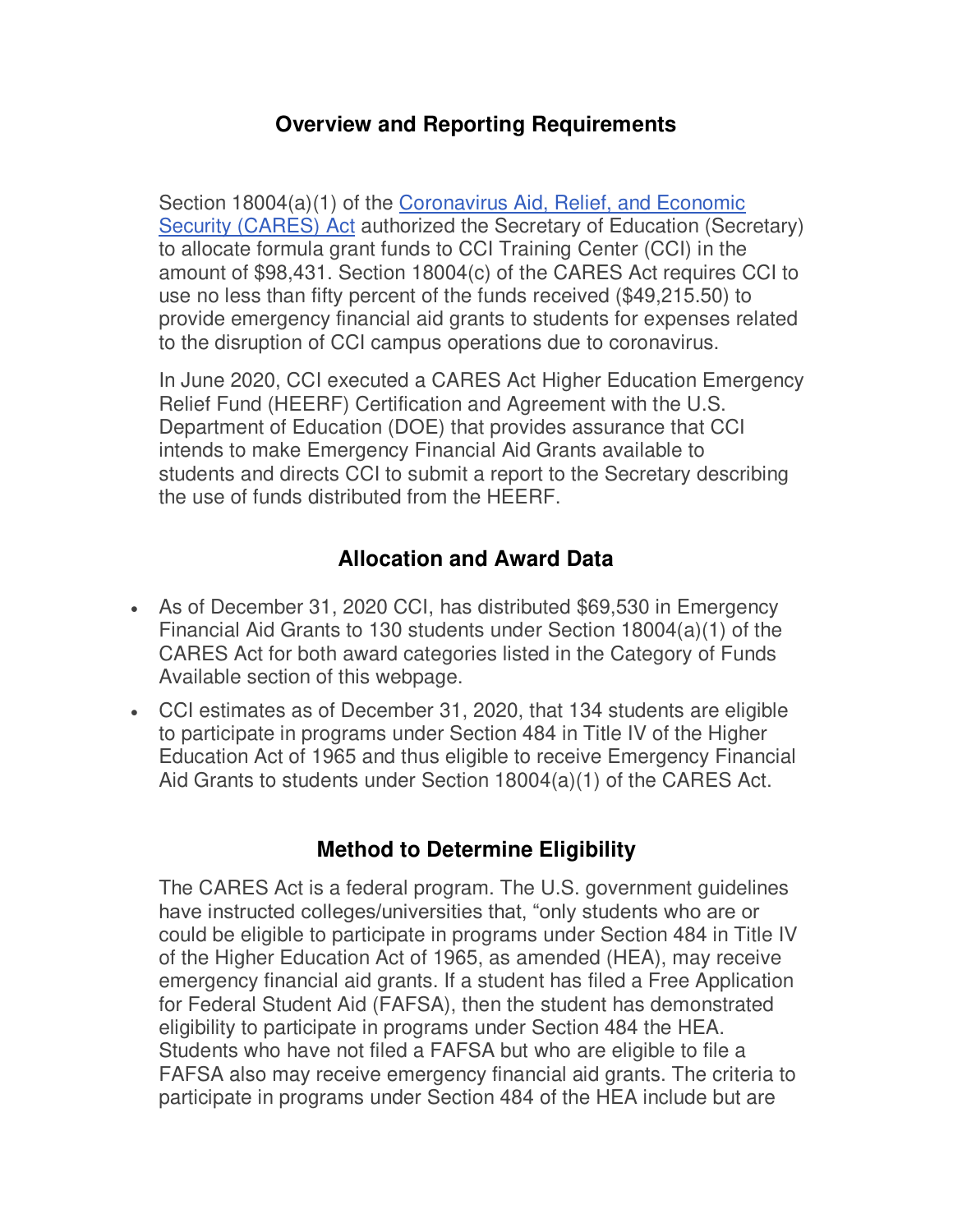## Overview and Reporting Requirements

Section 18004(a)(1) of the [Coronavirus Aid, Relief, and Economic Security (CARES) Act](#) authorized the Secretary of Education (Secretary) to allocate formula grant funds to CCI Training Center (CCI) in the amount of $98,431. Section 18004(c) of the CARES Act requires CCI to use no less than fifty percent of the funds received ($49,215.50) to provide emergency financial aid grants to students for expenses related to the disruption of CCI campus operations due to coronavirus.

In June 2020, CCI executed a CARES Act Higher Education Emergency Relief Fund (HEERF) Certification and Agreement with the U.S. Department of Education (DOE) that provides assurance that CCI intends to make Emergency Financial Aid Grants available to students and directs CCI to submit a report to the Secretary describing the use of funds distributed from the HEERF.

## Allocation and Award Data

- As of December 31, 2020 CCI, has distributed $69,530 in Emergency Financial Aid Grants to 130 students under Section 18004(a)(1) of the CARES Act for both award categories listed in the Category of Funds Available section of this webpage.
- CCI estimates as of December 31, 2020, that 134 students are eligible to participate in programs under Section 484 in Title IV of the Higher Education Act of 1965 and thus eligible to receive Emergency Financial Aid Grants to students under Section 18004(a)(1) of the CARES Act.

## Method to Determine Eligibility

The CARES Act is a federal program. The U.S. government guidelines have instructed colleges/universities that, "only students who are or could be eligible to participate in programs under Section 484 in Title IV of the Higher Education Act of 1965, as amended (HEA), may receive emergency financial aid grants. If a student has filed a Free Application for Federal Student Aid (FAFSA), then the student has demonstrated eligibility to participate in programs under Section 484 the HEA. Students who have not filed a FAFSA but who are eligible to file a FAFSA also may receive emergency financial aid grants. The criteria to participate in programs under Section 484 of the HEA include but are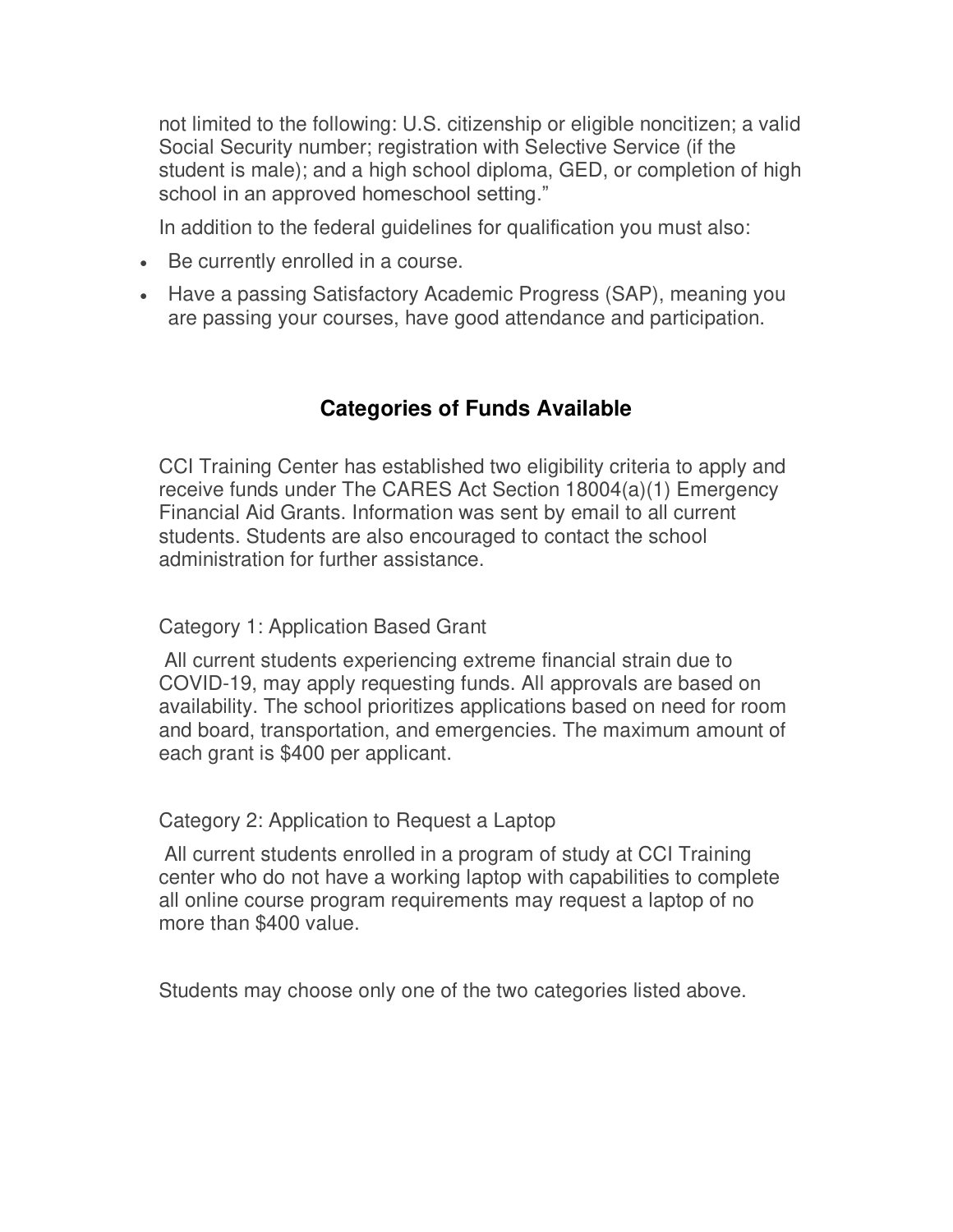not limited to the following: U.S. citizenship or eligible noncitizen; a valid Social Security number; registration with Selective Service (if the student is male); and a high school diploma, GED, or completion of high school in an approved homeschool setting."

In addition to the federal guidelines for qualification you must also:

- Be currently enrolled in a course.
- Have a passing Satisfactory Academic Progress (SAP), meaning you are passing your courses, have good attendance and participation.

## Categories of Funds Available

CCI Training Center has established two eligibility criteria to apply and receive funds under The CARES Act Section 18004(a)(1) Emergency Financial Aid Grants. Information was sent by email to all current students. Students are also encouraged to contact the school administration for further assistance.

Category 1: Application Based Grant

All current students experiencing extreme financial strain due to COVID-19, may apply requesting funds. All approvals are based on availability. The school prioritizes applications based on need for room and board, transportation, and emergencies. The maximum amount of each grant is $400 per applicant.

Category 2: Application to Request a Laptop

All current students enrolled in a program of study at CCI Training center who do not have a working laptop with capabilities to complete all online course program requirements may request a laptop of no more than $400 value.

Students may choose only one of the two categories listed above.